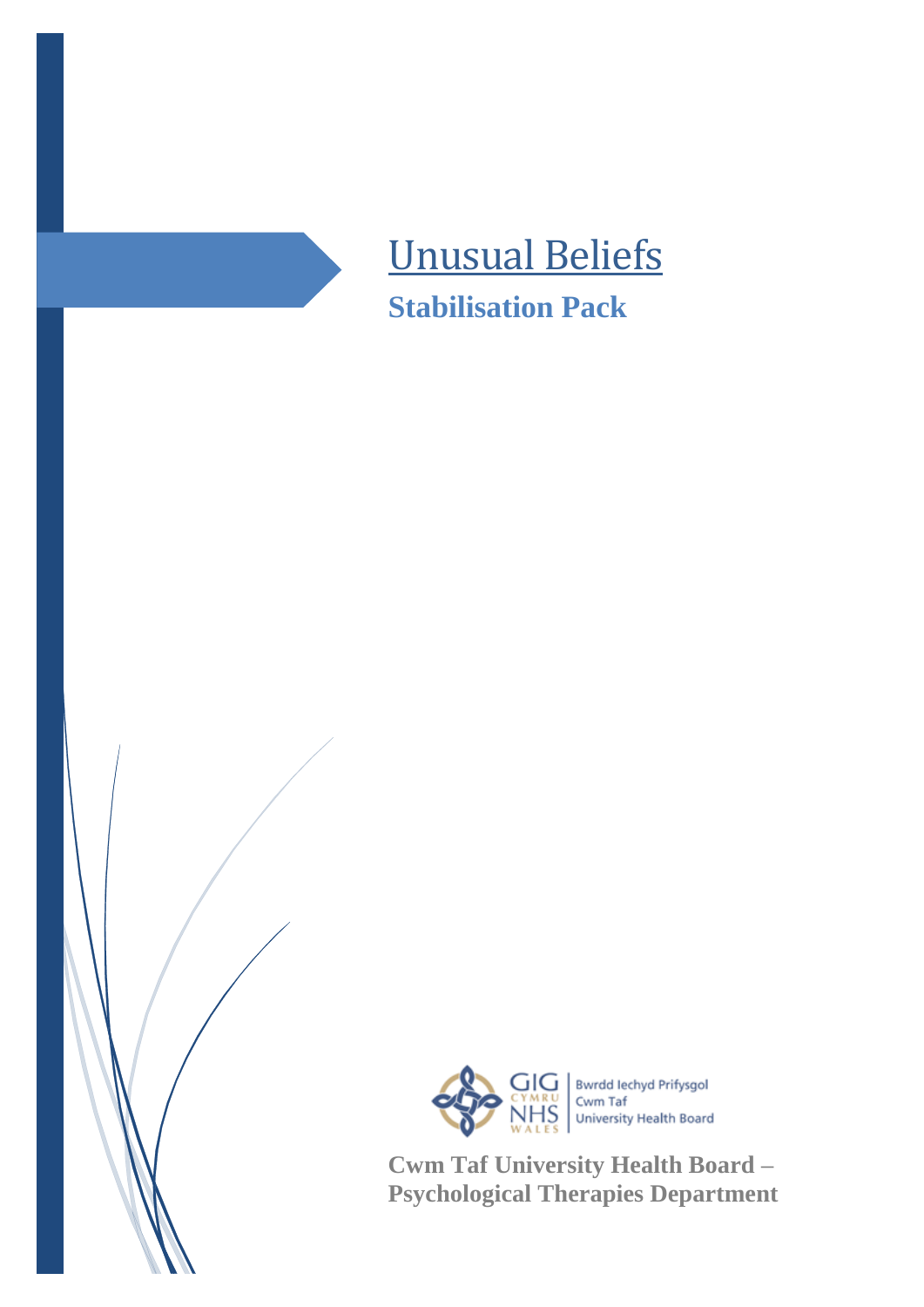# Unusual Beliefs

## Stabilisation Pack

Bwrdd Iechyd Prifysgol Cwm Taf University Health Board

**Cwm Taf University Health Board – Psychological Therapies Department**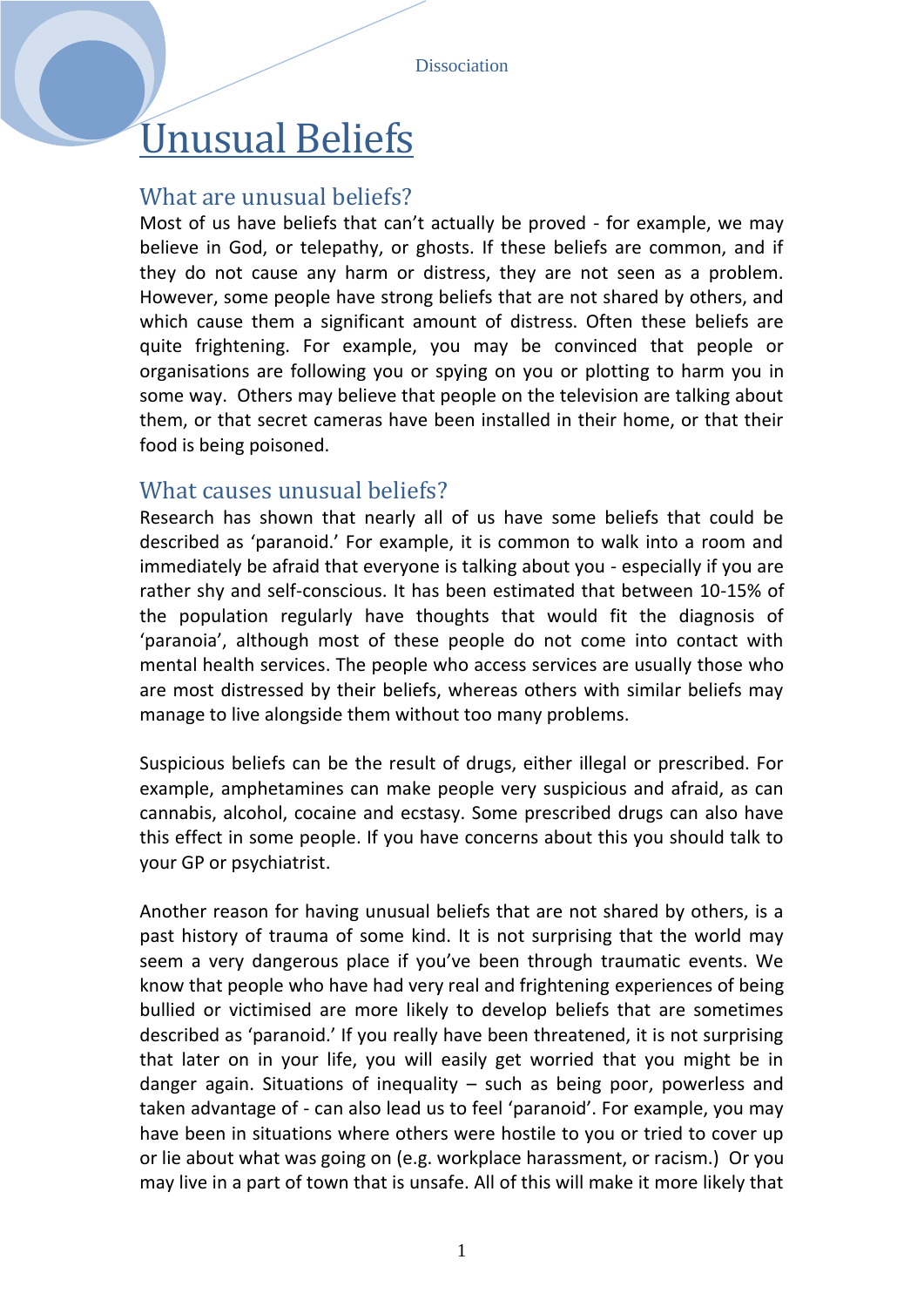# Unusual Beliefs

## What are unusual beliefs?

Most of us have beliefs that can't actually be proved - for example, we may believe in God, or telepathy, or ghosts. If these beliefs are common, and if they do not cause any harm or distress, they are not seen as a problem. However, some people have strong beliefs that are not shared by others, and which cause them a significant amount of distress. Often these beliefs are quite frightening. For example, you may be convinced that people or organisations are following you or spying on you or plotting to harm you in some way. Others may believe that people on the television are talking about them, or that secret cameras have been installed in their home, or that their food is being poisoned.

## What causes unusual beliefs?

Research has shown that nearly all of us have some beliefs that could be described as 'paranoid.' For example, it is common to walk into a room and immediately be afraid that everyone is talking about you - especially if you are rather shy and self-conscious. It has been estimated that between 10-15% of the population regularly have thoughts that would fit the diagnosis of 'paranoia', although most of these people do not come into contact with mental health services. The people who access services are usually those who are most distressed by their beliefs, whereas others with similar beliefs may manage to live alongside them without too many problems.

Suspicious beliefs can be the result of drugs, either illegal or prescribed. For example, amphetamines can make people very suspicious and afraid, as can cannabis, alcohol, cocaine and ecstasy. Some prescribed drugs can also have this effect in some people. If you have concerns about this you should talk to your GP or psychiatrist.

Another reason for having unusual beliefs that are not shared by others, is a past history of trauma of some kind. It is not surprising that the world may seem a very dangerous place if you've been through traumatic events. We know that people who have had very real and frightening experiences of being bullied or victimised are more likely to develop beliefs that are sometimes described as 'paranoid.' If you really have been threatened, it is not surprising that later on in your life, you will easily get worried that you might be in danger again. Situations of inequality – such as being poor, powerless and taken advantage of - can also lead us to feel 'paranoid'. For example, you may have been in situations where others were hostile to you or tried to cover up or lie about what was going on (e.g. workplace harassment, or racism.) Or you may live in a part of town that is unsafe. All of this will make it more likely that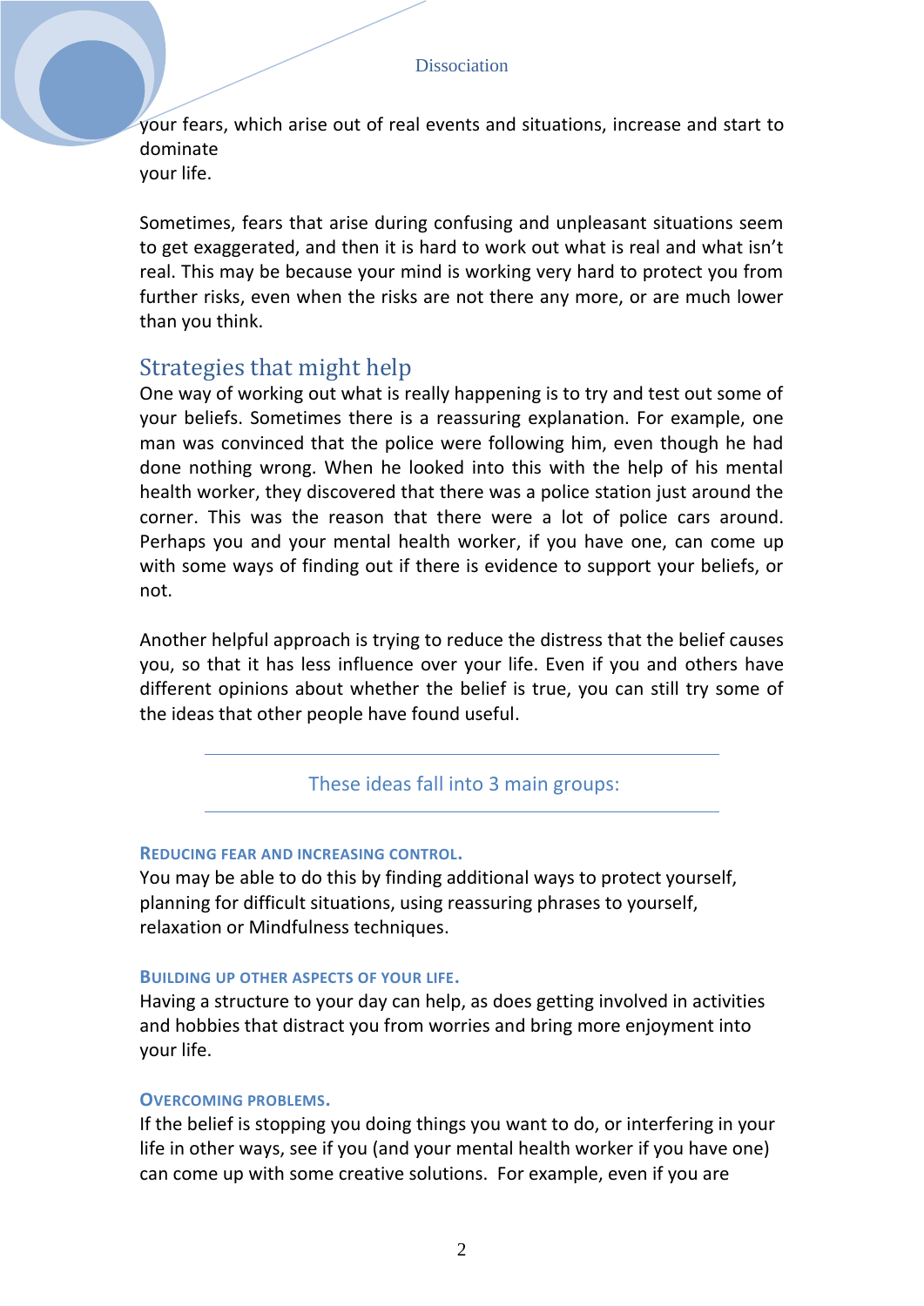your fears, which arise out of real events and situations, increase and start to dominate
your life.

Sometimes, fears that arise during confusing and unpleasant situations seem to get exaggerated, and then it is hard to work out what is real and what isn't real. This may be because your mind is working very hard to protect you from further risks, even when the risks are not there any more, or are much lower than you think.

## Strategies that might help

One way of working out what is really happening is to try and test out some of your beliefs. Sometimes there is a reassuring explanation. For example, one man was convinced that the police were following him, even though he had done nothing wrong. When he looked into this with the help of his mental health worker, they discovered that there was a police station just around the corner. This was the reason that there were a lot of police cars around. Perhaps you and your mental health worker, if you have one, can come up with some ways of finding out if there is evidence to support your beliefs, or not.

Another helpful approach is trying to reduce the distress that the belief causes you, so that it has less influence over your life. Even if you and others have different opinions about whether the belief is true, you can still try some of the ideas that other people have found useful.

These ideas fall into 3 main groups:

### Reducing fear and increasing control.

You may be able to do this by finding additional ways to protect yourself, planning for difficult situations, using reassuring phrases to yourself, relaxation or Mindfulness techniques.

### Building up other aspects of your life.

Having a structure to your day can help, as does getting involved in activities and hobbies that distract you from worries and bring more enjoyment into your life.

### Overcoming problems.

If the belief is stopping you doing things you want to do, or interfering in your life in other ways, see if you (and your mental health worker if you have one) can come up with some creative solutions. For example, even if you are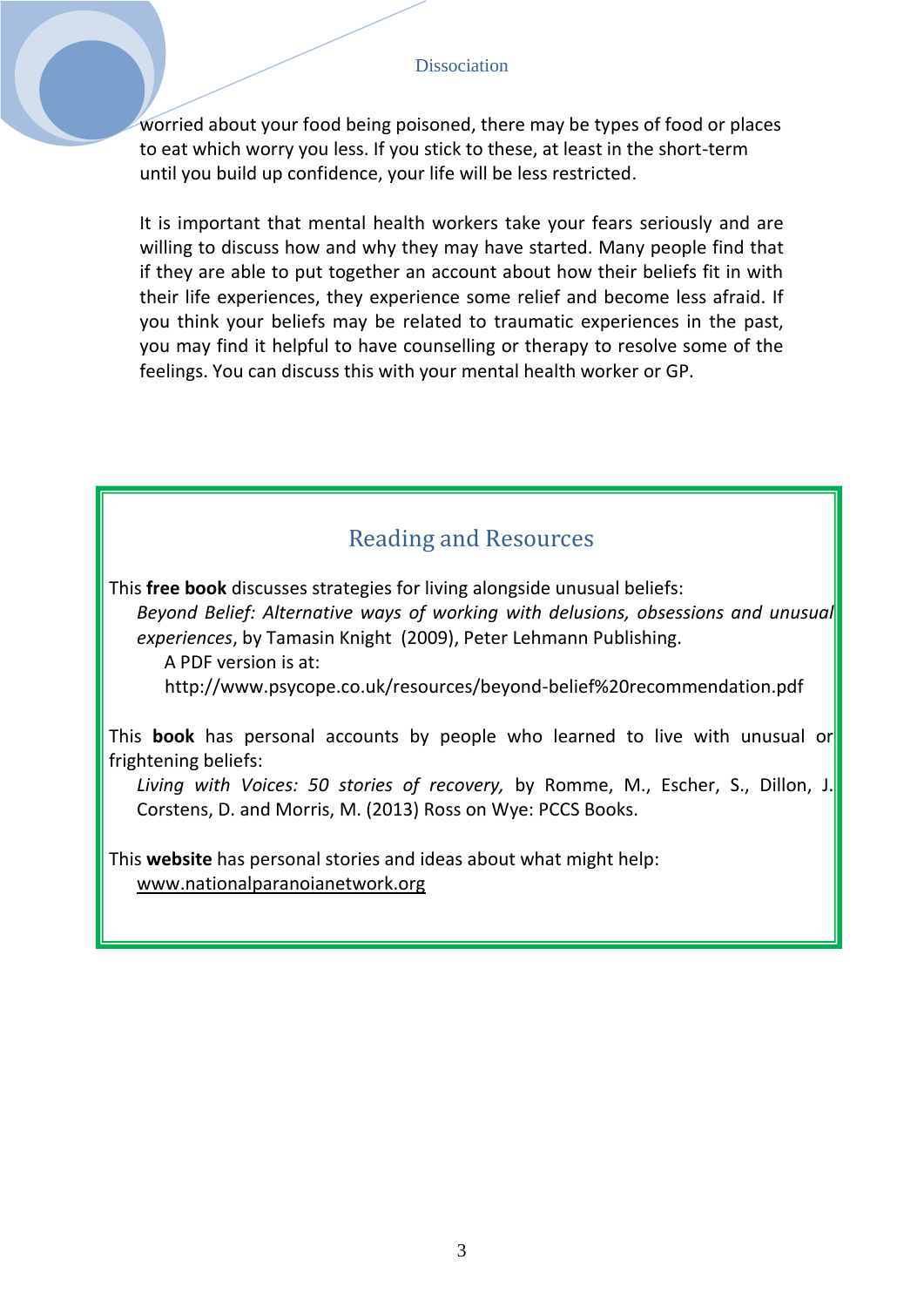worried about your food being poisoned, there may be types of food or places to eat which worry you less. If you stick to these, at least in the short-term until you build up confidence, your life will be less restricted.

It is important that mental health workers take your fears seriously and are willing to discuss how and why they may have started. Many people find that if they are able to put together an account about how their beliefs fit in with their life experiences, they experience some relief and become less afraid. If you think your beliefs may be related to traumatic experiences in the past, you may find it helpful to have counselling or therapy to resolve some of the feelings. You can discuss this with your mental health worker or GP.

## Reading and Resources

This **free book** discusses strategies for living alongside unusual beliefs:

*Beyond Belief: Alternative ways of working with delusions, obsessions and unusual experiences*, by Tamasin Knight (2009), Peter Lehmann Publishing.

A PDF version is at:
http://www.psycope.co.uk/resources/beyond-belief%20recommendation.pdf

This **book** has personal accounts by people who learned to live with unusual or frightening beliefs:

*Living with Voices: 50 stories of recovery,* by Romme, M., Escher, S., Dillon, J. Corstens, D. and Morris, M. (2013) Ross on Wye: PCCS Books.

This **website** has personal stories and ideas about what might help:

www.nationalparanoianetwork.org